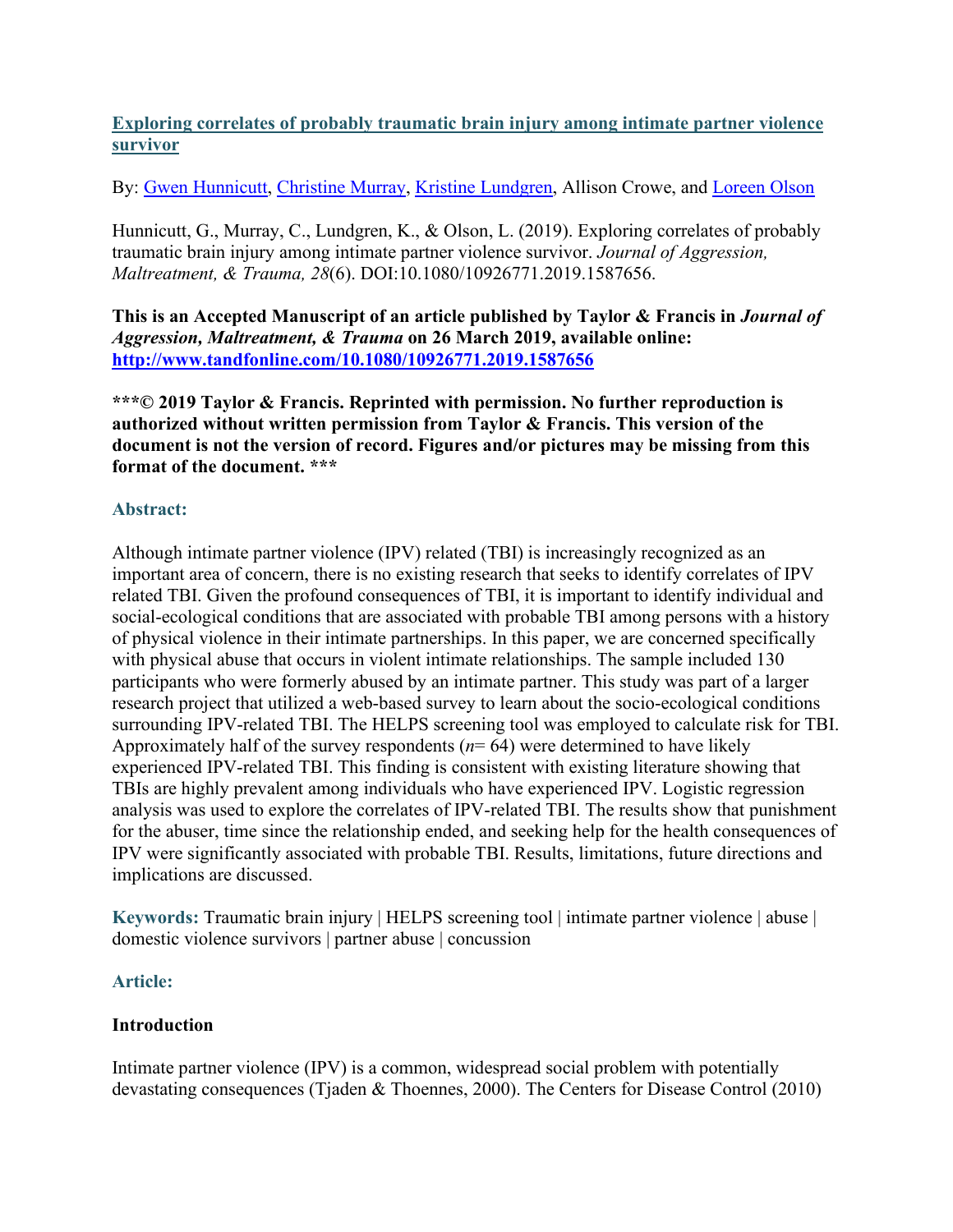# [Exploring correlates of probably traumatic brain injury among intimate partner violence survivor](#)

By: [Gwen Hunnicutt](#), [Christine Murray](#), [Kristine Lundgren](#), Allison Crowe, and [Loreen Olson](#)

Hunnicutt, G., Murray, C., Lundgren, K., & Olson, L. (2019). Exploring correlates of probably traumatic brain injury among intimate partner violence survivor. *Journal of Aggression, Maltreatment, & Trauma, 28*(6). DOI:10.1080/10926771.2019.1587656.

**This is an Accepted Manuscript of an article published by Taylor & Francis in *Journal of Aggression, Maltreatment, & Trauma* on 26 March 2019, available online: [http://www.tandfonline.com/10.1080/10926771.2019.1587656](http://www.tandfonline.com/10.1080/10926771.2019.1587656)**

**\*\*\*© 2019 Taylor & Francis. Reprinted with permission. No further reproduction is authorized without written permission from Taylor & Francis. This version of the document is not the version of record. Figures and/or pictures may be missing from this format of the document. \*\*\***

## Abstract:

Although intimate partner violence (IPV) related (TBI) is increasingly recognized as an important area of concern, there is no existing research that seeks to identify correlates of IPV related TBI. Given the profound consequences of TBI, it is important to identify individual and social-ecological conditions that are associated with probable TBI among persons with a history of physical violence in their intimate partnerships. In this paper, we are concerned specifically with physical abuse that occurs in violent intimate relationships. The sample included 130 participants who were formerly abused by an intimate partner. This study was part of a larger research project that utilized a web-based survey to learn about the socio-ecological conditions surrounding IPV-related TBI. The HELPS screening tool was employed to calculate risk for TBI. Approximately half of the survey respondents ($n$= 64) were determined to have likely experienced IPV-related TBI. This finding is consistent with existing literature showing that TBIs are highly prevalent among individuals who have experienced IPV. Logistic regression analysis was used to explore the correlates of IPV-related TBI. The results show that punishment for the abuser, time since the relationship ended, and seeking help for the health consequences of IPV were significantly associated with probable TBI. Results, limitations, future directions and implications are discussed.

**Keywords:** Traumatic brain injury | HELPS screening tool | intimate partner violence | abuse | domestic violence survivors | partner abuse | concussion

## Article:

### Introduction

Intimate partner violence (IPV) is a common, widespread social problem with potentially devastating consequences (Tjaden & Thoennes, 2000). The Centers for Disease Control (2010)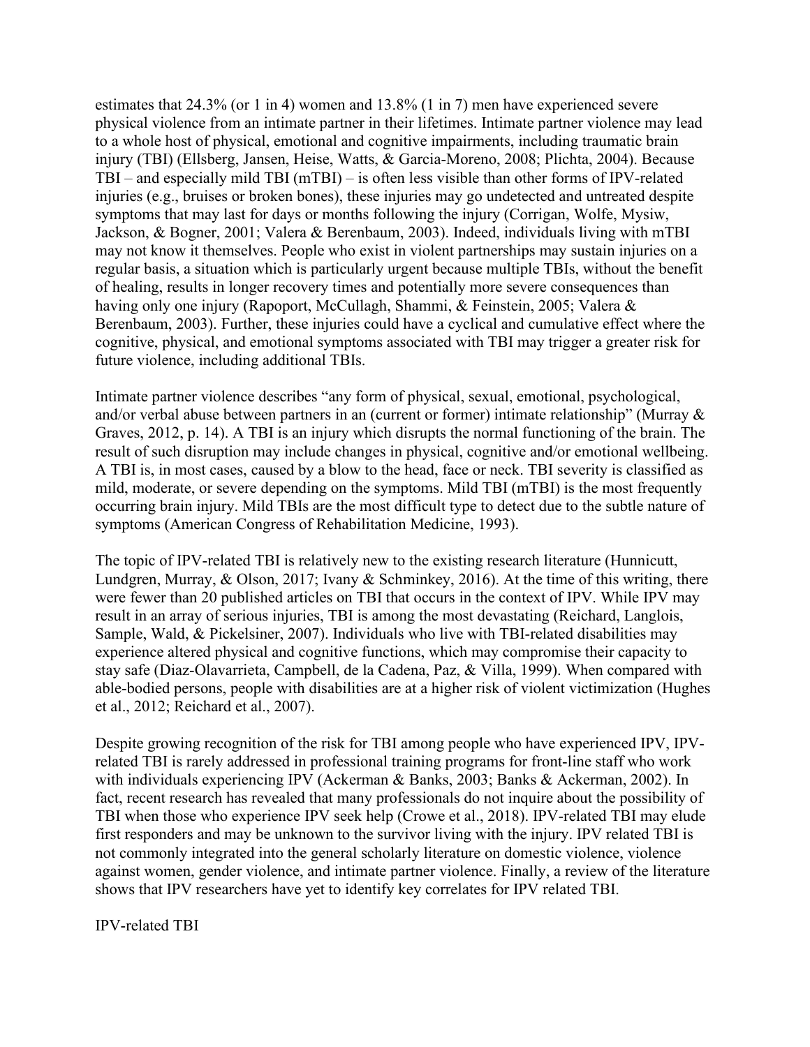estimates that 24.3% (or 1 in 4) women and 13.8% (1 in 7) men have experienced severe physical violence from an intimate partner in their lifetimes. Intimate partner violence may lead to a whole host of physical, emotional and cognitive impairments, including traumatic brain injury (TBI) (Ellsberg, Jansen, Heise, Watts, & Garcia-Moreno, 2008; Plichta, 2004). Because TBI – and especially mild TBI (mTBI) – is often less visible than other forms of IPV-related injuries (e.g., bruises or broken bones), these injuries may go undetected and untreated despite symptoms that may last for days or months following the injury (Corrigan, Wolfe, Mysiw, Jackson, & Bogner, 2001; Valera & Berenbaum, 2003). Indeed, individuals living with mTBI may not know it themselves. People who exist in violent partnerships may sustain injuries on a regular basis, a situation which is particularly urgent because multiple TBIs, without the benefit of healing, results in longer recovery times and potentially more severe consequences than having only one injury (Rapoport, McCullagh, Shammi, & Feinstein, 2005; Valera & Berenbaum, 2003). Further, these injuries could have a cyclical and cumulative effect where the cognitive, physical, and emotional symptoms associated with TBI may trigger a greater risk for future violence, including additional TBIs.

Intimate partner violence describes "any form of physical, sexual, emotional, psychological, and/or verbal abuse between partners in an (current or former) intimate relationship" (Murray & Graves, 2012, p. 14). A TBI is an injury which disrupts the normal functioning of the brain. The result of such disruption may include changes in physical, cognitive and/or emotional wellbeing. A TBI is, in most cases, caused by a blow to the head, face or neck. TBI severity is classified as mild, moderate, or severe depending on the symptoms. Mild TBI (mTBI) is the most frequently occurring brain injury. Mild TBIs are the most difficult type to detect due to the subtle nature of symptoms (American Congress of Rehabilitation Medicine, 1993).

The topic of IPV-related TBI is relatively new to the existing research literature (Hunnicutt, Lundgren, Murray, & Olson, 2017; Ivany & Schminkey, 2016). At the time of this writing, there were fewer than 20 published articles on TBI that occurs in the context of IPV. While IPV may result in an array of serious injuries, TBI is among the most devastating (Reichard, Langlois, Sample, Wald, & Pickelsiner, 2007). Individuals who live with TBI-related disabilities may experience altered physical and cognitive functions, which may compromise their capacity to stay safe (Diaz-Olavarrieta, Campbell, de la Cadena, Paz, & Villa, 1999). When compared with able-bodied persons, people with disabilities are at a higher risk of violent victimization (Hughes et al., 2012; Reichard et al., 2007).

Despite growing recognition of the risk for TBI among people who have experienced IPV, IPV-related TBI is rarely addressed in professional training programs for front-line staff who work with individuals experiencing IPV (Ackerman & Banks, 2003; Banks & Ackerman, 2002). In fact, recent research has revealed that many professionals do not inquire about the possibility of TBI when those who experience IPV seek help (Crowe et al., 2018). IPV-related TBI may elude first responders and may be unknown to the survivor living with the injury. IPV related TBI is not commonly integrated into the general scholarly literature on domestic violence, violence against women, gender violence, and intimate partner violence. Finally, a review of the literature shows that IPV researchers have yet to identify key correlates for IPV related TBI.

## IPV-related TBI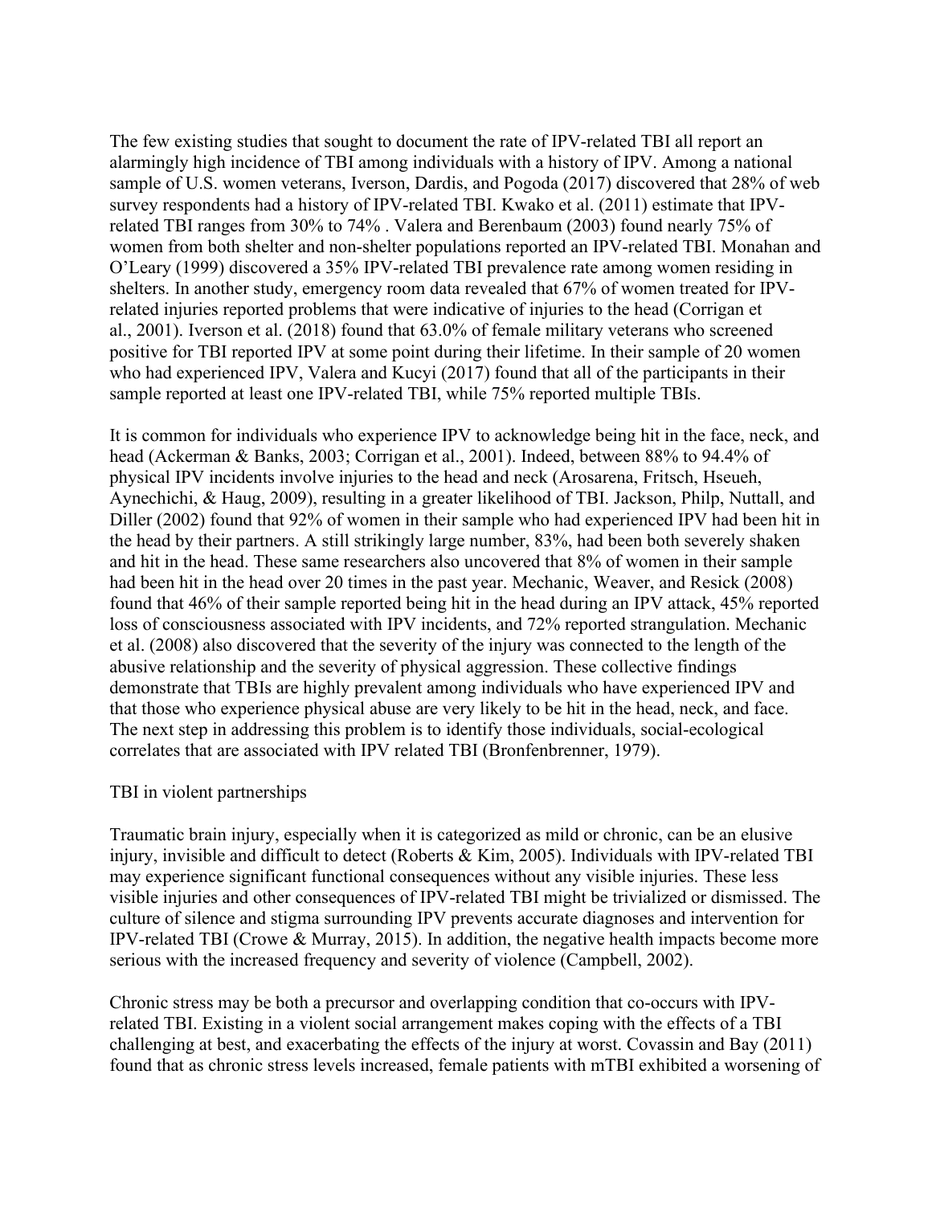The few existing studies that sought to document the rate of IPV-related TBI all report an alarmingly high incidence of TBI among individuals with a history of IPV. Among a national sample of U.S. women veterans, Iverson, Dardis, and Pogoda (2017) discovered that 28% of web survey respondents had a history of IPV-related TBI. Kwako et al. (2011) estimate that IPV-related TBI ranges from 30% to 74% . Valera and Berenbaum (2003) found nearly 75% of women from both shelter and non-shelter populations reported an IPV-related TBI. Monahan and O'Leary (1999) discovered a 35% IPV-related TBI prevalence rate among women residing in shelters. In another study, emergency room data revealed that 67% of women treated for IPV-related injuries reported problems that were indicative of injuries to the head (Corrigan et al., 2001). Iverson et al. (2018) found that 63.0% of female military veterans who screened positive for TBI reported IPV at some point during their lifetime. In their sample of 20 women who had experienced IPV, Valera and Kucyi (2017) found that all of the participants in their sample reported at least one IPV-related TBI, while 75% reported multiple TBIs.

It is common for individuals who experience IPV to acknowledge being hit in the face, neck, and head (Ackerman & Banks, 2003; Corrigan et al., 2001). Indeed, between 88% to 94.4% of physical IPV incidents involve injuries to the head and neck (Arosarena, Fritsch, Hseueh, Aynechichi, & Haug, 2009), resulting in a greater likelihood of TBI. Jackson, Philp, Nuttall, and Diller (2002) found that 92% of women in their sample who had experienced IPV had been hit in the head by their partners. A still strikingly large number, 83%, had been both severely shaken and hit in the head. These same researchers also uncovered that 8% of women in their sample had been hit in the head over 20 times in the past year. Mechanic, Weaver, and Resick (2008) found that 46% of their sample reported being hit in the head during an IPV attack, 45% reported loss of consciousness associated with IPV incidents, and 72% reported strangulation. Mechanic et al. (2008) also discovered that the severity of the injury was connected to the length of the abusive relationship and the severity of physical aggression. These collective findings demonstrate that TBIs are highly prevalent among individuals who have experienced IPV and that those who experience physical abuse are very likely to be hit in the head, neck, and face. The next step in addressing this problem is to identify those individuals, social-ecological correlates that are associated with IPV related TBI (Bronfenbrenner, 1979).

## TBI in violent partnerships

Traumatic brain injury, especially when it is categorized as mild or chronic, can be an elusive injury, invisible and difficult to detect (Roberts & Kim, 2005). Individuals with IPV-related TBI may experience significant functional consequences without any visible injuries. These less visible injuries and other consequences of IPV-related TBI might be trivialized or dismissed. The culture of silence and stigma surrounding IPV prevents accurate diagnoses and intervention for IPV-related TBI (Crowe & Murray, 2015). In addition, the negative health impacts become more serious with the increased frequency and severity of violence (Campbell, 2002).

Chronic stress may be both a precursor and overlapping condition that co-occurs with IPV-related TBI. Existing in a violent social arrangement makes coping with the effects of a TBI challenging at best, and exacerbating the effects of the injury at worst. Covassin and Bay (2011) found that as chronic stress levels increased, female patients with mTBI exhibited a worsening of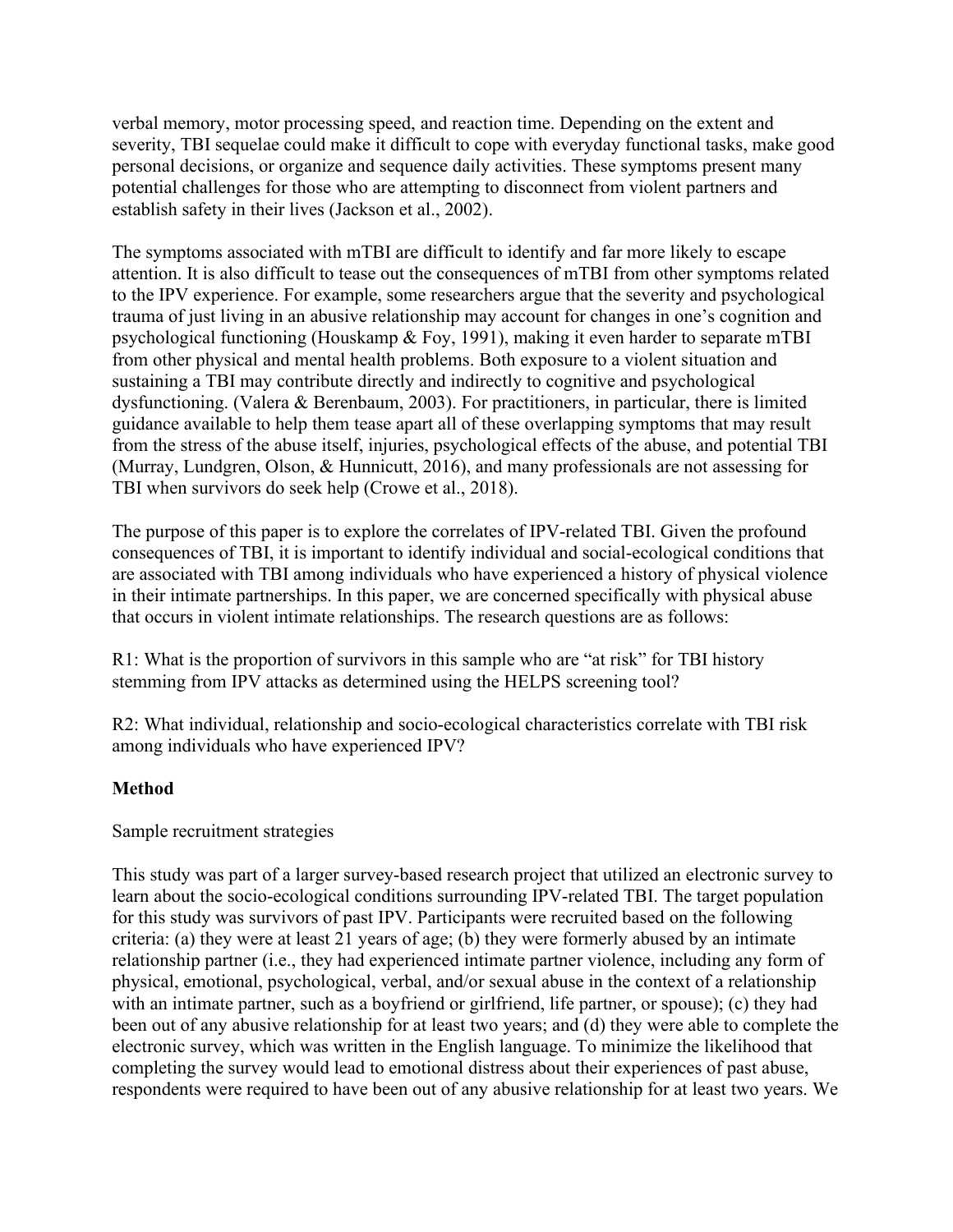verbal memory, motor processing speed, and reaction time. Depending on the extent and severity, TBI sequelae could make it difficult to cope with everyday functional tasks, make good personal decisions, or organize and sequence daily activities. These symptoms present many potential challenges for those who are attempting to disconnect from violent partners and establish safety in their lives (Jackson et al., 2002).

The symptoms associated with mTBI are difficult to identify and far more likely to escape attention. It is also difficult to tease out the consequences of mTBI from other symptoms related to the IPV experience. For example, some researchers argue that the severity and psychological trauma of just living in an abusive relationship may account for changes in one's cognition and psychological functioning (Houskamp & Foy, 1991), making it even harder to separate mTBI from other physical and mental health problems. Both exposure to a violent situation and sustaining a TBI may contribute directly and indirectly to cognitive and psychological dysfunctioning. (Valera & Berenbaum, 2003). For practitioners, in particular, there is limited guidance available to help them tease apart all of these overlapping symptoms that may result from the stress of the abuse itself, injuries, psychological effects of the abuse, and potential TBI (Murray, Lundgren, Olson, & Hunnicutt, 2016), and many professionals are not assessing for TBI when survivors do seek help (Crowe et al., 2018).

The purpose of this paper is to explore the correlates of IPV-related TBI. Given the profound consequences of TBI, it is important to identify individual and social-ecological conditions that are associated with TBI among individuals who have experienced a history of physical violence in their intimate partnerships. In this paper, we are concerned specifically with physical abuse that occurs in violent intimate relationships. The research questions are as follows:

R1: What is the proportion of survivors in this sample who are "at risk" for TBI history stemming from IPV attacks as determined using the HELPS screening tool?

R2: What individual, relationship and socio-ecological characteristics correlate with TBI risk among individuals who have experienced IPV?

## Method

Sample recruitment strategies

This study was part of a larger survey-based research project that utilized an electronic survey to learn about the socio-ecological conditions surrounding IPV-related TBI. The target population for this study was survivors of past IPV. Participants were recruited based on the following criteria: (a) they were at least 21 years of age; (b) they were formerly abused by an intimate relationship partner (i.e., they had experienced intimate partner violence, including any form of physical, emotional, psychological, verbal, and/or sexual abuse in the context of a relationship with an intimate partner, such as a boyfriend or girlfriend, life partner, or spouse); (c) they had been out of any abusive relationship for at least two years; and (d) they were able to complete the electronic survey, which was written in the English language. To minimize the likelihood that completing the survey would lead to emotional distress about their experiences of past abuse, respondents were required to have been out of any abusive relationship for at least two years. We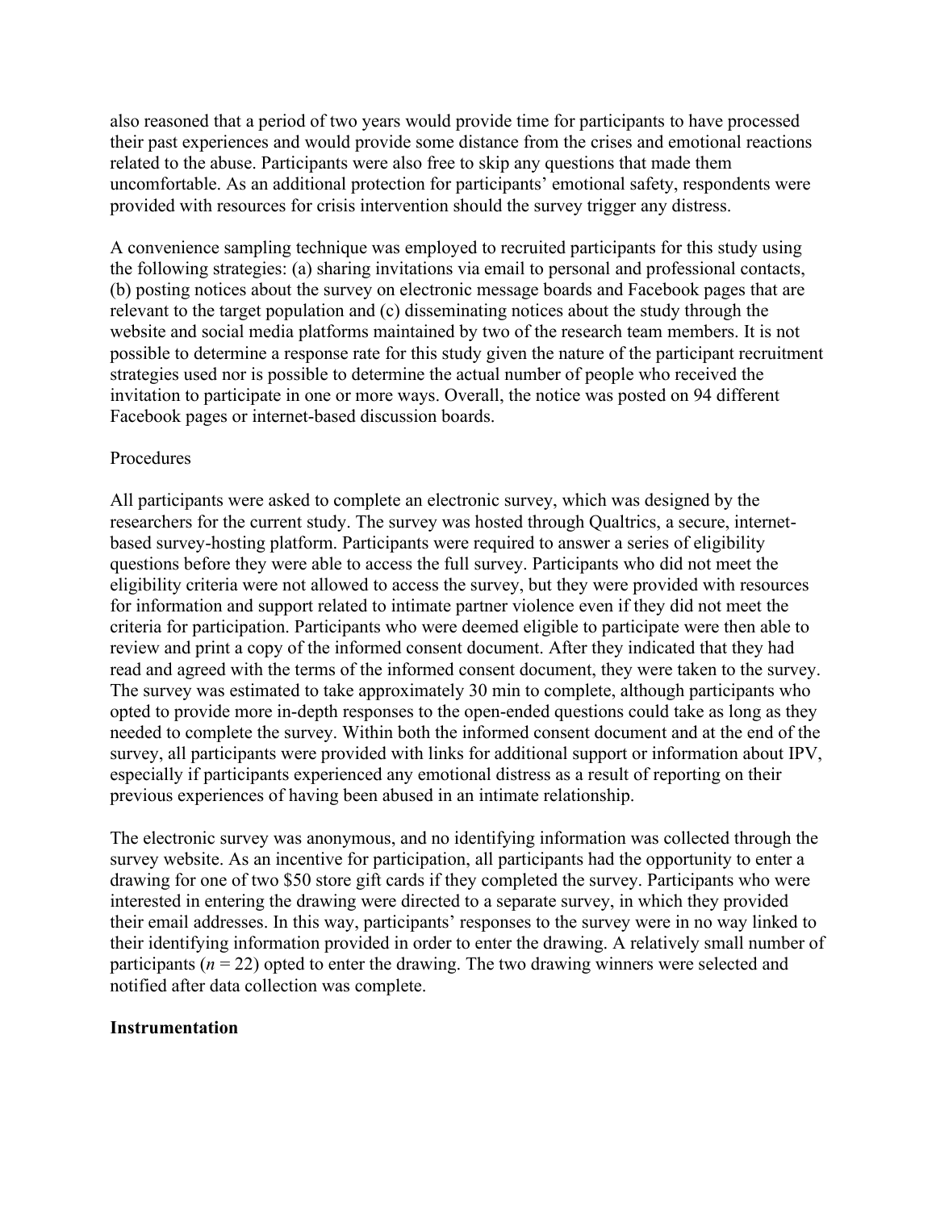also reasoned that a period of two years would provide time for participants to have processed their past experiences and would provide some distance from the crises and emotional reactions related to the abuse. Participants were also free to skip any questions that made them uncomfortable. As an additional protection for participants' emotional safety, respondents were provided with resources for crisis intervention should the survey trigger any distress.

A convenience sampling technique was employed to recruited participants for this study using the following strategies: (a) sharing invitations via email to personal and professional contacts, (b) posting notices about the survey on electronic message boards and Facebook pages that are relevant to the target population and (c) disseminating notices about the study through the website and social media platforms maintained by two of the research team members. It is not possible to determine a response rate for this study given the nature of the participant recruitment strategies used nor is possible to determine the actual number of people who received the invitation to participate in one or more ways. Overall, the notice was posted on 94 different Facebook pages or internet-based discussion boards.

### Procedures

All participants were asked to complete an electronic survey, which was designed by the researchers for the current study. The survey was hosted through Qualtrics, a secure, internet-based survey-hosting platform. Participants were required to answer a series of eligibility questions before they were able to access the full survey. Participants who did not meet the eligibility criteria were not allowed to access the survey, but they were provided with resources for information and support related to intimate partner violence even if they did not meet the criteria for participation. Participants who were deemed eligible to participate were then able to review and print a copy of the informed consent document. After they indicated that they had read and agreed with the terms of the informed consent document, they were taken to the survey. The survey was estimated to take approximately 30 min to complete, although participants who opted to provide more in-depth responses to the open-ended questions could take as long as they needed to complete the survey. Within both the informed consent document and at the end of the survey, all participants were provided with links for additional support or information about IPV, especially if participants experienced any emotional distress as a result of reporting on their previous experiences of having been abused in an intimate relationship.

The electronic survey was anonymous, and no identifying information was collected through the survey website. As an incentive for participation, all participants had the opportunity to enter a drawing for one of two $50 store gift cards if they completed the survey. Participants who were interested in entering the drawing were directed to a separate survey, in which they provided their email addresses. In this way, participants' responses to the survey were in no way linked to their identifying information provided in order to enter the drawing. A relatively small number of participants ($n$ = 22) opted to enter the drawing. The two drawing winners were selected and notified after data collection was complete.

## Instrumentation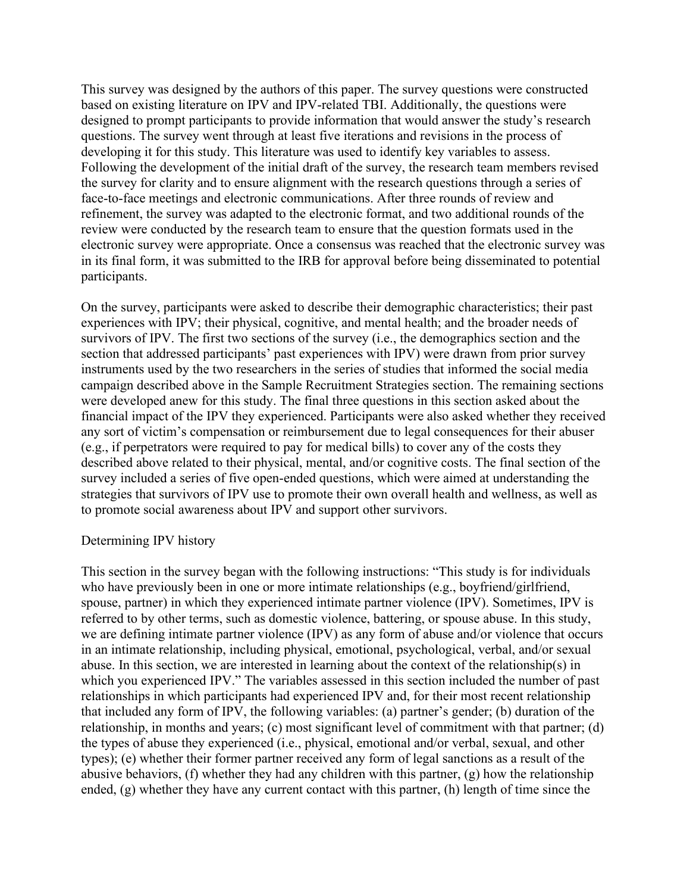This survey was designed by the authors of this paper. The survey questions were constructed based on existing literature on IPV and IPV-related TBI. Additionally, the questions were designed to prompt participants to provide information that would answer the study's research questions. The survey went through at least five iterations and revisions in the process of developing it for this study. This literature was used to identify key variables to assess. Following the development of the initial draft of the survey, the research team members revised the survey for clarity and to ensure alignment with the research questions through a series of face-to-face meetings and electronic communications. After three rounds of review and refinement, the survey was adapted to the electronic format, and two additional rounds of the review were conducted by the research team to ensure that the question formats used in the electronic survey were appropriate. Once a consensus was reached that the electronic survey was in its final form, it was submitted to the IRB for approval before being disseminated to potential participants.

On the survey, participants were asked to describe their demographic characteristics; their past experiences with IPV; their physical, cognitive, and mental health; and the broader needs of survivors of IPV. The first two sections of the survey (i.e., the demographics section and the section that addressed participants' past experiences with IPV) were drawn from prior survey instruments used by the two researchers in the series of studies that informed the social media campaign described above in the Sample Recruitment Strategies section. The remaining sections were developed anew for this study. The final three questions in this section asked about the financial impact of the IPV they experienced. Participants were also asked whether they received any sort of victim's compensation or reimbursement due to legal consequences for their abuser (e.g., if perpetrators were required to pay for medical bills) to cover any of the costs they described above related to their physical, mental, and/or cognitive costs. The final section of the survey included a series of five open-ended questions, which were aimed at understanding the strategies that survivors of IPV use to promote their own overall health and wellness, as well as to promote social awareness about IPV and support other survivors.

Determining IPV history

This section in the survey began with the following instructions: "This study is for individuals who have previously been in one or more intimate relationships (e.g., boyfriend/girlfriend, spouse, partner) in which they experienced intimate partner violence (IPV). Sometimes, IPV is referred to by other terms, such as domestic violence, battering, or spouse abuse. In this study, we are defining intimate partner violence (IPV) as any form of abuse and/or violence that occurs in an intimate relationship, including physical, emotional, psychological, verbal, and/or sexual abuse. In this section, we are interested in learning about the context of the relationship(s) in which you experienced IPV." The variables assessed in this section included the number of past relationships in which participants had experienced IPV and, for their most recent relationship that included any form of IPV, the following variables: (a) partner's gender; (b) duration of the relationship, in months and years; (c) most significant level of commitment with that partner; (d) the types of abuse they experienced (i.e., physical, emotional and/or verbal, sexual, and other types); (e) whether their former partner received any form of legal sanctions as a result of the abusive behaviors, (f) whether they had any children with this partner, (g) how the relationship ended, (g) whether they have any current contact with this partner, (h) length of time since the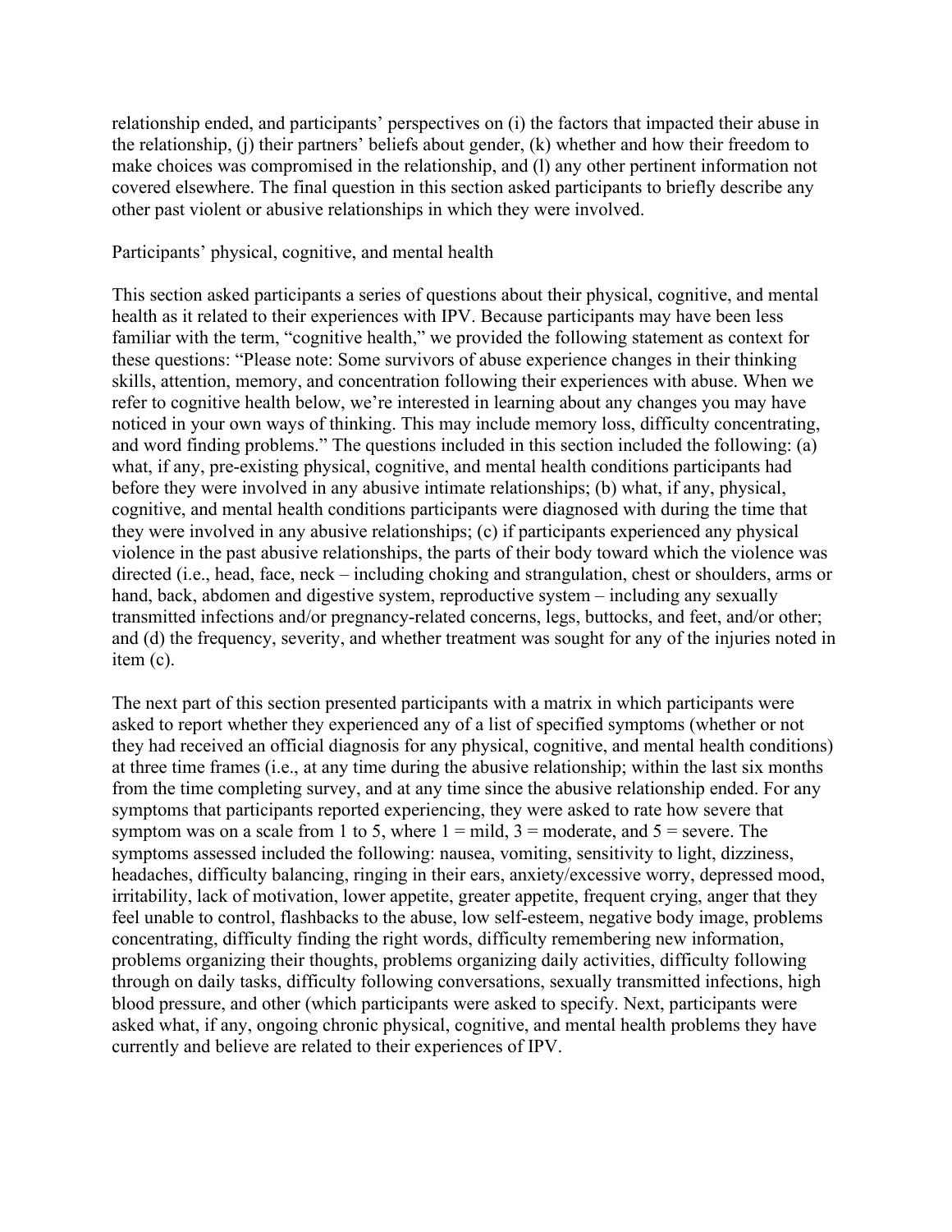relationship ended, and participants' perspectives on (i) the factors that impacted their abuse in the relationship, (j) their partners' beliefs about gender, (k) whether and how their freedom to make choices was compromised in the relationship, and (l) any other pertinent information not covered elsewhere. The final question in this section asked participants to briefly describe any other past violent or abusive relationships in which they were involved.

Participants' physical, cognitive, and mental health

This section asked participants a series of questions about their physical, cognitive, and mental health as it related to their experiences with IPV. Because participants may have been less familiar with the term, "cognitive health," we provided the following statement as context for these questions: "Please note: Some survivors of abuse experience changes in their thinking skills, attention, memory, and concentration following their experiences with abuse. When we refer to cognitive health below, we're interested in learning about any changes you may have noticed in your own ways of thinking. This may include memory loss, difficulty concentrating, and word finding problems." The questions included in this section included the following: (a) what, if any, pre-existing physical, cognitive, and mental health conditions participants had before they were involved in any abusive intimate relationships; (b) what, if any, physical, cognitive, and mental health conditions participants were diagnosed with during the time that they were involved in any abusive relationships; (c) if participants experienced any physical violence in the past abusive relationships, the parts of their body toward which the violence was directed (i.e., head, face, neck – including choking and strangulation, chest or shoulders, arms or hand, back, abdomen and digestive system, reproductive system – including any sexually transmitted infections and/or pregnancy-related concerns, legs, buttocks, and feet, and/or other; and (d) the frequency, severity, and whether treatment was sought for any of the injuries noted in item (c).

The next part of this section presented participants with a matrix in which participants were asked to report whether they experienced any of a list of specified symptoms (whether or not they had received an official diagnosis for any physical, cognitive, and mental health conditions) at three time frames (i.e., at any time during the abusive relationship; within the last six months from the time completing survey, and at any time since the abusive relationship ended. For any symptoms that participants reported experiencing, they were asked to rate how severe that symptom was on a scale from 1 to 5, where 1 = mild, 3 = moderate, and 5 = severe. The symptoms assessed included the following: nausea, vomiting, sensitivity to light, dizziness, headaches, difficulty balancing, ringing in their ears, anxiety/excessive worry, depressed mood, irritability, lack of motivation, lower appetite, greater appetite, frequent crying, anger that they feel unable to control, flashbacks to the abuse, low self-esteem, negative body image, problems concentrating, difficulty finding the right words, difficulty remembering new information, problems organizing their thoughts, problems organizing daily activities, difficulty following through on daily tasks, difficulty following conversations, sexually transmitted infections, high blood pressure, and other (which participants were asked to specify. Next, participants were asked what, if any, ongoing chronic physical, cognitive, and mental health problems they have currently and believe are related to their experiences of IPV.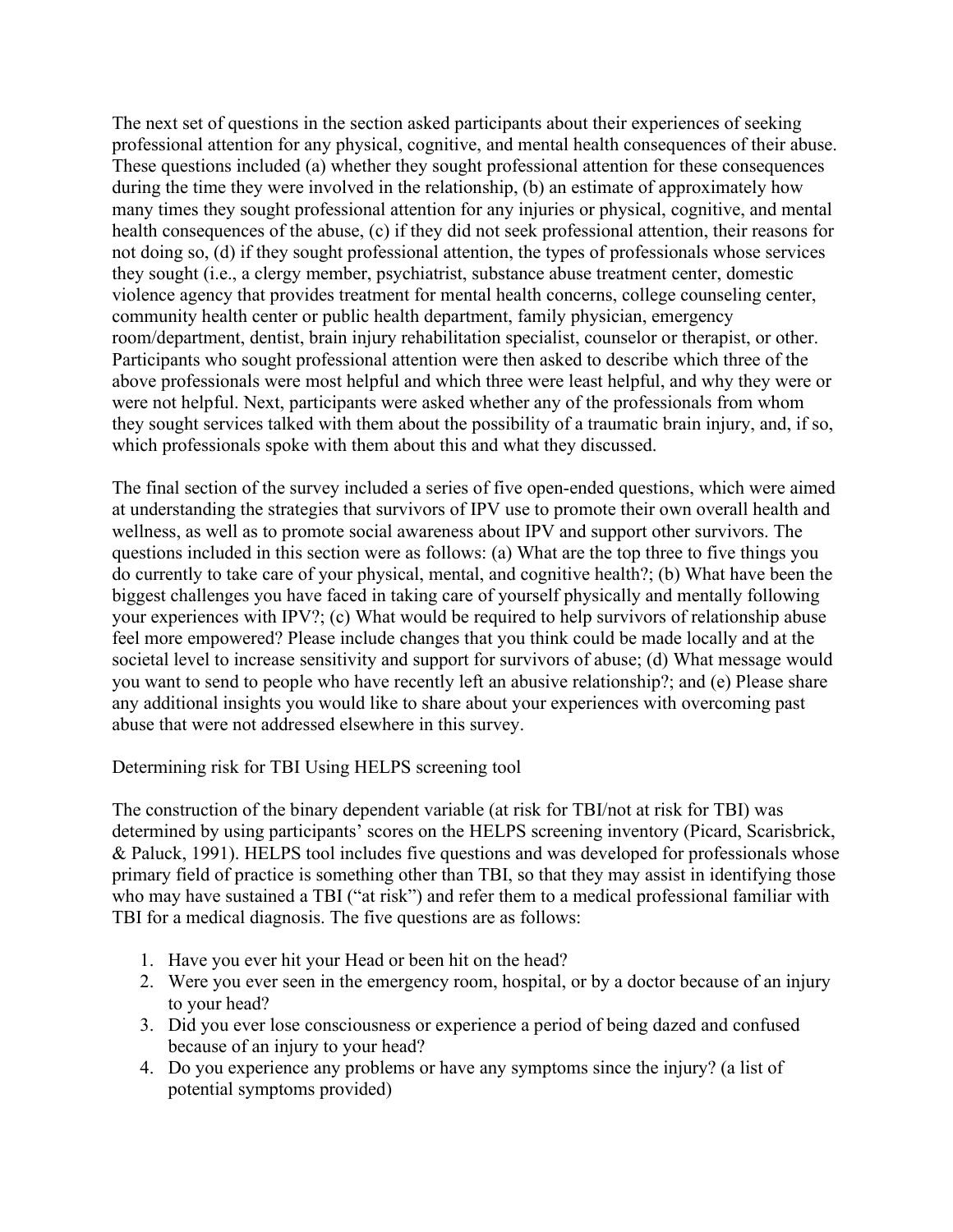The next set of questions in the section asked participants about their experiences of seeking professional attention for any physical, cognitive, and mental health consequences of their abuse. These questions included (a) whether they sought professional attention for these consequences during the time they were involved in the relationship, (b) an estimate of approximately how many times they sought professional attention for any injuries or physical, cognitive, and mental health consequences of the abuse, (c) if they did not seek professional attention, their reasons for not doing so, (d) if they sought professional attention, the types of professionals whose services they sought (i.e., a clergy member, psychiatrist, substance abuse treatment center, domestic violence agency that provides treatment for mental health concerns, college counseling center, community health center or public health department, family physician, emergency room/department, dentist, brain injury rehabilitation specialist, counselor or therapist, or other. Participants who sought professional attention were then asked to describe which three of the above professionals were most helpful and which three were least helpful, and why they were or were not helpful. Next, participants were asked whether any of the professionals from whom they sought services talked with them about the possibility of a traumatic brain injury, and, if so, which professionals spoke with them about this and what they discussed.

The final section of the survey included a series of five open-ended questions, which were aimed at understanding the strategies that survivors of IPV use to promote their own overall health and wellness, as well as to promote social awareness about IPV and support other survivors. The questions included in this section were as follows: (a) What are the top three to five things you do currently to take care of your physical, mental, and cognitive health?; (b) What have been the biggest challenges you have faced in taking care of yourself physically and mentally following your experiences with IPV?; (c) What would be required to help survivors of relationship abuse feel more empowered? Please include changes that you think could be made locally and at the societal level to increase sensitivity and support for survivors of abuse; (d) What message would you want to send to people who have recently left an abusive relationship?; and (e) Please share any additional insights you would like to share about your experiences with overcoming past abuse that were not addressed elsewhere in this survey.

Determining risk for TBI Using HELPS screening tool

The construction of the binary dependent variable (at risk for TBI/not at risk for TBI) was determined by using participants' scores on the HELPS screening inventory (Picard, Scarisbrick, & Paluck, 1991). HELPS tool includes five questions and was developed for professionals whose primary field of practice is something other than TBI, so that they may assist in identifying those who may have sustained a TBI ("at risk") and refer them to a medical professional familiar with TBI for a medical diagnosis. The five questions are as follows:

1. Have you ever hit your Head or been hit on the head?
2. Were you ever seen in the emergency room, hospital, or by a doctor because of an injury to your head?
3. Did you ever lose consciousness or experience a period of being dazed and confused because of an injury to your head?
4. Do you experience any problems or have any symptoms since the injury? (a list of potential symptoms provided)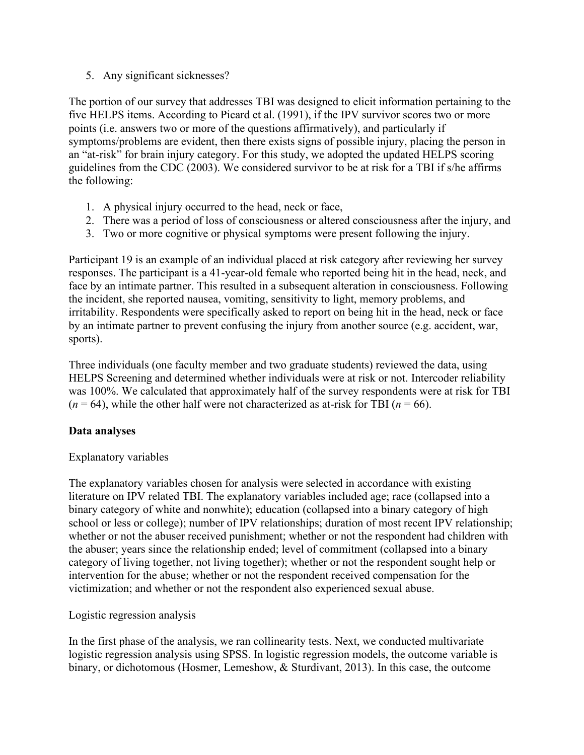5. Any significant sicknesses?

The portion of our survey that addresses TBI was designed to elicit information pertaining to the five HELPS items. According to Picard et al. (1991), if the IPV survivor scores two or more points (i.e. answers two or more of the questions affirmatively), and particularly if symptoms/problems are evident, then there exists signs of possible injury, placing the person in an "at-risk" for brain injury category. For this study, we adopted the updated HELPS scoring guidelines from the CDC (2003). We considered survivor to be at risk for a TBI if s/he affirms the following:

1. A physical injury occurred to the head, neck or face,
2. There was a period of loss of consciousness or altered consciousness after the injury, and
3. Two or more cognitive or physical symptoms were present following the injury.

Participant 19 is an example of an individual placed at risk category after reviewing her survey responses. The participant is a 41-year-old female who reported being hit in the head, neck, and face by an intimate partner. This resulted in a subsequent alteration in consciousness. Following the incident, she reported nausea, vomiting, sensitivity to light, memory problems, and irritability. Respondents were specifically asked to report on being hit in the head, neck or face by an intimate partner to prevent confusing the injury from another source (e.g. accident, war, sports).

Three individuals (one faculty member and two graduate students) reviewed the data, using HELPS Screening and determined whether individuals were at risk or not. Intercoder reliability was 100%. We calculated that approximately half of the survey respondents were at risk for TBI ($n$ = 64), while the other half were not characterized as at-risk for TBI ($n$ = 66).

**Data analyses**

Explanatory variables

The explanatory variables chosen for analysis were selected in accordance with existing literature on IPV related TBI. The explanatory variables included age; race (collapsed into a binary category of white and nonwhite); education (collapsed into a binary category of high school or less or college); number of IPV relationships; duration of most recent IPV relationship; whether or not the abuser received punishment; whether or not the respondent had children with the abuser; years since the relationship ended; level of commitment (collapsed into a binary category of living together, not living together); whether or not the respondent sought help or intervention for the abuse; whether or not the respondent received compensation for the victimization; and whether or not the respondent also experienced sexual abuse.

Logistic regression analysis

In the first phase of the analysis, we ran collinearity tests. Next, we conducted multivariate logistic regression analysis using SPSS. In logistic regression models, the outcome variable is binary, or dichotomous (Hosmer, Lemeshow, & Sturdivant, 2013). In this case, the outcome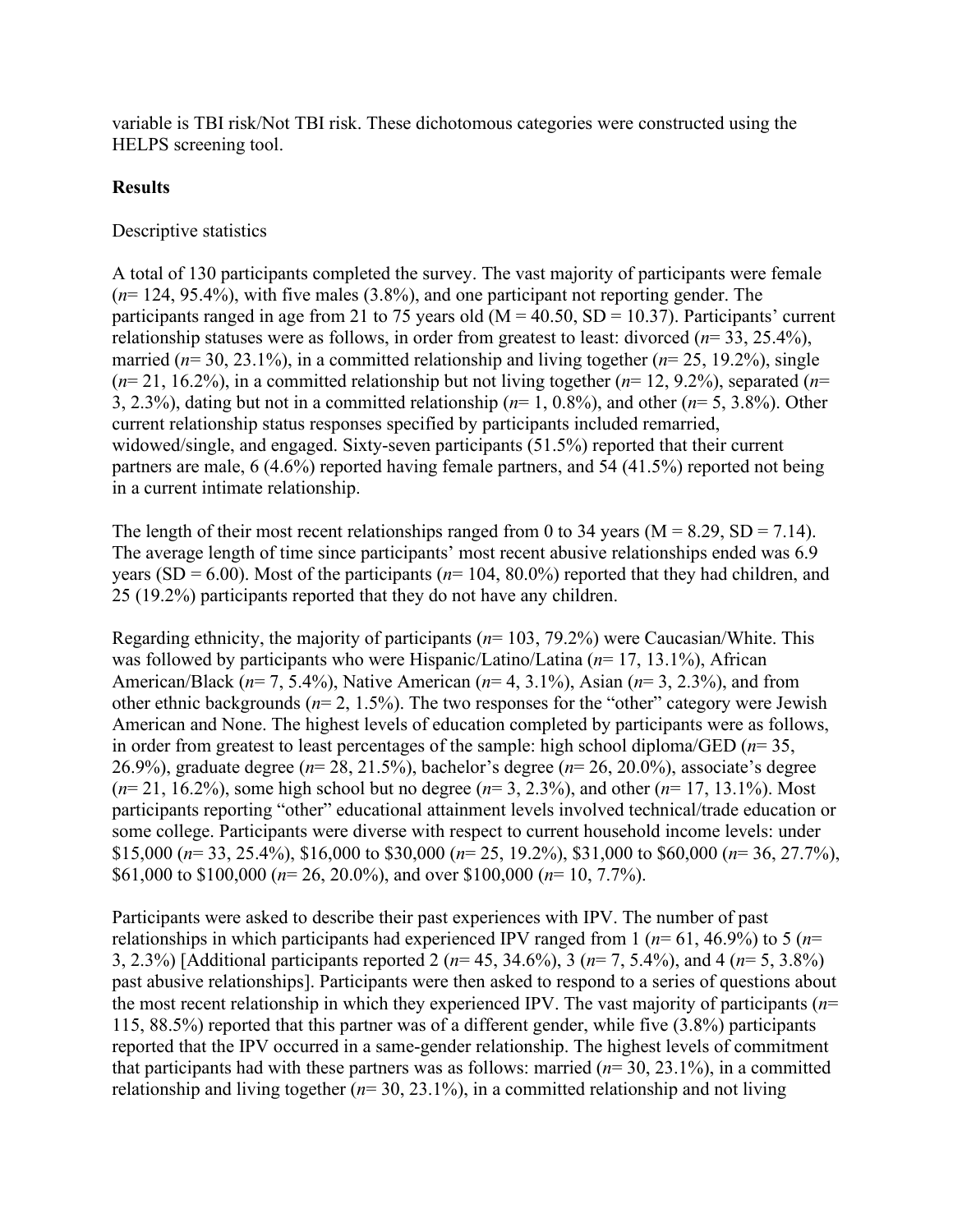variable is TBI risk/Not TBI risk. These dichotomous categories were constructed using the HELPS screening tool.

**Results**

Descriptive statistics

A total of 130 participants completed the survey. The vast majority of participants were female (*n*= 124, 95.4%), with five males (3.8%), and one participant not reporting gender. The participants ranged in age from 21 to 75 years old (M = 40.50, SD = 10.37). Participants' current relationship statuses were as follows, in order from greatest to least: divorced (*n*= 33, 25.4%), married (*n*= 30, 23.1%), in a committed relationship and living together (*n*= 25, 19.2%), single (*n*= 21, 16.2%), in a committed relationship but not living together (*n*= 12, 9.2%), separated (*n*= 3, 2.3%), dating but not in a committed relationship (*n*= 1, 0.8%), and other (*n*= 5, 3.8%). Other current relationship status responses specified by participants included remarried, widowed/single, and engaged. Sixty-seven participants (51.5%) reported that their current partners are male, 6 (4.6%) reported having female partners, and 54 (41.5%) reported not being in a current intimate relationship.

The length of their most recent relationships ranged from 0 to 34 years (M = 8.29, SD = 7.14). The average length of time since participants' most recent abusive relationships ended was 6.9 years (SD = 6.00). Most of the participants (*n*= 104, 80.0%) reported that they had children, and 25 (19.2%) participants reported that they do not have any children.

Regarding ethnicity, the majority of participants (*n*= 103, 79.2%) were Caucasian/White. This was followed by participants who were Hispanic/Latino/Latina (*n*= 17, 13.1%), African American/Black (*n*= 7, 5.4%), Native American (*n*= 4, 3.1%), Asian (*n*= 3, 2.3%), and from other ethnic backgrounds (*n*= 2, 1.5%). The two responses for the "other" category were Jewish American and None. The highest levels of education completed by participants were as follows, in order from greatest to least percentages of the sample: high school diploma/GED (*n*= 35, 26.9%), graduate degree (*n*= 28, 21.5%), bachelor's degree (*n*= 26, 20.0%), associate's degree (*n*= 21, 16.2%), some high school but no degree (*n*= 3, 2.3%), and other (*n*= 17, 13.1%). Most participants reporting "other" educational attainment levels involved technical/trade education or some college. Participants were diverse with respect to current household income levels: under $15,000 (*n*= 33, 25.4%), $16,000 to $30,000 (*n*= 25, 19.2%), $31,000 to $60,000 (*n*= 36, 27.7%), $61,000 to $100,000 (*n*= 26, 20.0%), and over $100,000 (*n*= 10, 7.7%).

Participants were asked to describe their past experiences with IPV. The number of past relationships in which participants had experienced IPV ranged from 1 (*n*= 61, 46.9%) to 5 (*n*= 3, 2.3%) [Additional participants reported 2 (*n*= 45, 34.6%), 3 (*n*= 7, 5.4%), and 4 (*n*= 5, 3.8%) past abusive relationships]. Participants were then asked to respond to a series of questions about the most recent relationship in which they experienced IPV. The vast majority of participants (*n*= 115, 88.5%) reported that this partner was of a different gender, while five (3.8%) participants reported that the IPV occurred in a same-gender relationship. The highest levels of commitment that participants had with these partners was as follows: married (*n*= 30, 23.1%), in a committed relationship and living together (*n*= 30, 23.1%), in a committed relationship and not living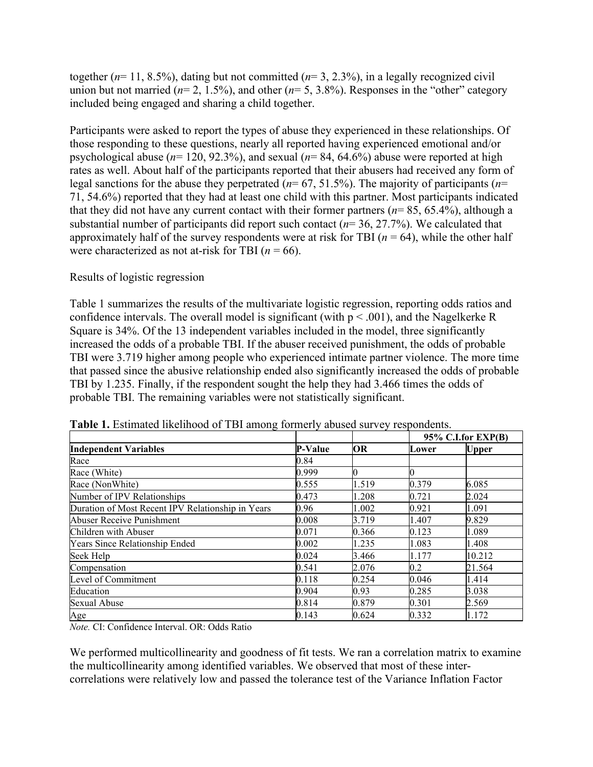together ($n$= 11, 8.5%), dating but not committed ($n$= 3, 2.3%), in a legally recognized civil union but not married ($n$= 2, 1.5%), and other ($n$= 5, 3.8%). Responses in the "other" category included being engaged and sharing a child together.

Participants were asked to report the types of abuse they experienced in these relationships. Of those responding to these questions, nearly all reported having experienced emotional and/or psychological abuse ($n$= 120, 92.3%), and sexual ($n$= 84, 64.6%) abuse were reported at high rates as well. About half of the participants reported that their abusers had received any form of legal sanctions for the abuse they perpetrated ($n$= 67, 51.5%). The majority of participants ($n$= 71, 54.6%) reported that they had at least one child with this partner. Most participants indicated that they did not have any current contact with their former partners ($n$= 85, 65.4%), although a substantial number of participants did report such contact ($n$= 36, 27.7%). We calculated that approximately half of the survey respondents were at risk for TBI ($n$ = 64), while the other half were characterized as not at-risk for TBI ($n$ = 66).

Results of logistic regression

Table 1 summarizes the results of the multivariate logistic regression, reporting odds ratios and confidence intervals. The overall model is significant (with $p < .001$), and the Nagelkerke R Square is 34%. Of the 13 independent variables included in the model, three significantly increased the odds of a probable TBI. If the abuser received punishment, the odds of probable TBI were 3.719 higher among people who experienced intimate partner violence. The more time that passed since the abusive relationship ended also significantly increased the odds of probable TBI by 1.235. Finally, if the respondent sought the help they had 3.466 times the odds of probable TBI. The remaining variables were not statistically significant.

**Table 1.** Estimated likelihood of TBI among formerly abused survey respondents.

| | | | 95% C.I.for EXP(B) | |
|---|---|---|---|---|
| **Independent Variables** | **P-Value** | **OR** | **Lower** | **Upper** |
| Race | 0.84 | | | |
| Race (White) | 0.999 | 0 | 0 | |
| Race (NonWhite) | 0.555 | 1.519 | 0.379 | 6.085 |
| Number of IPV Relationships | 0.473 | 1.208 | 0.721 | 2.024 |
| Duration of Most Recent IPV Relationship in Years | 0.96 | 1.002 | 0.921 | 1.091 |
| Abuser Receive Punishment | 0.008 | 3.719 | 1.407 | 9.829 |
| Children with Abuser | 0.071 | 0.366 | 0.123 | 1.089 |
| Years Since Relationship Ended | 0.002 | 1.235 | 1.083 | 1.408 |
| Seek Help | 0.024 | 3.466 | 1.177 | 10.212 |
| Compensation | 0.541 | 2.076 | 0.2 | 21.564 |
| Level of Commitment | 0.118 | 0.254 | 0.046 | 1.414 |
| Education | 0.904 | 0.93 | 0.285 | 3.038 |
| Sexual Abuse | 0.814 | 0.879 | 0.301 | 2.569 |
| Age | 0.143 | 0.624 | 0.332 | 1.172 |

*Note.* CI: Confidence Interval. OR: Odds Ratio

We performed multicollinearity and goodness of fit tests. We ran a correlation matrix to examine the multicollinearity among identified variables. We observed that most of these inter-correlations were relatively low and passed the tolerance test of the Variance Inflation Factor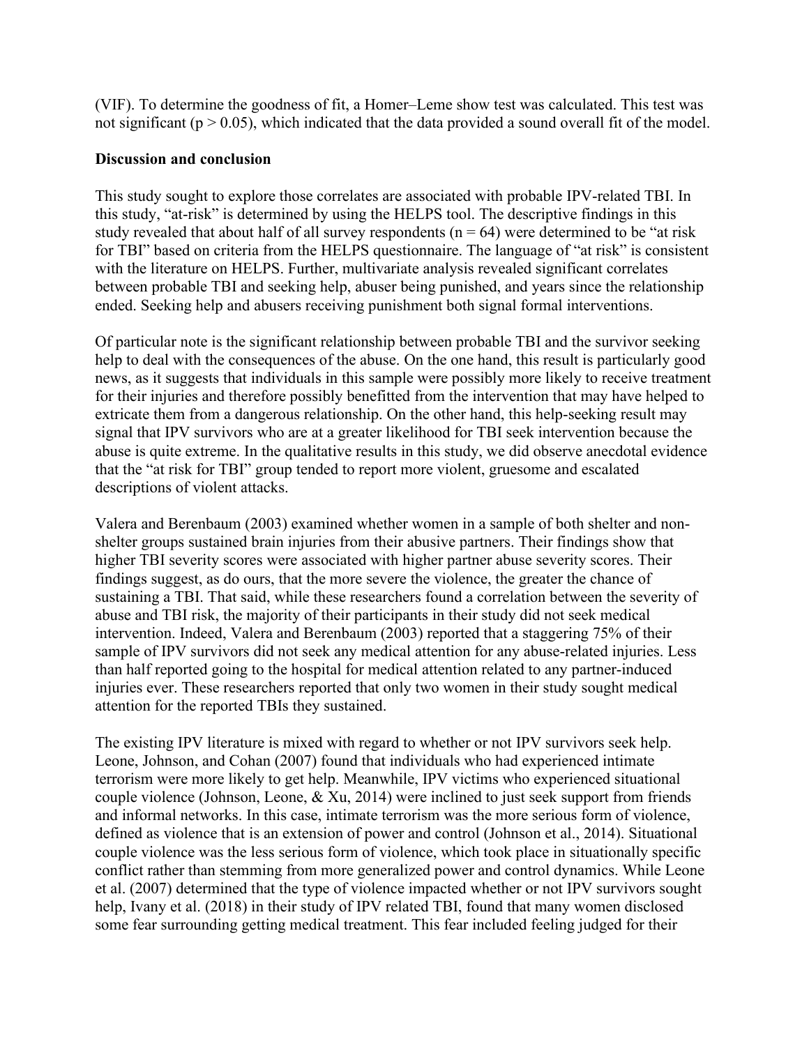(VIF). To determine the goodness of fit, a Homer–Leme show test was calculated. This test was not significant ($p > 0.05$), which indicated that the data provided a sound overall fit of the model.

## Discussion and conclusion

This study sought to explore those correlates are associated with probable IPV-related TBI. In this study, "at-risk" is determined by using the HELPS tool. The descriptive findings in this study revealed that about half of all survey respondents ($n = 64$) were determined to be "at risk for TBI" based on criteria from the HELPS questionnaire. The language of "at risk" is consistent with the literature on HELPS. Further, multivariate analysis revealed significant correlates between probable TBI and seeking help, abuser being punished, and years since the relationship ended. Seeking help and abusers receiving punishment both signal formal interventions.

Of particular note is the significant relationship between probable TBI and the survivor seeking help to deal with the consequences of the abuse. On the one hand, this result is particularly good news, as it suggests that individuals in this sample were possibly more likely to receive treatment for their injuries and therefore possibly benefitted from the intervention that may have helped to extricate them from a dangerous relationship. On the other hand, this help-seeking result may signal that IPV survivors who are at a greater likelihood for TBI seek intervention because the abuse is quite extreme. In the qualitative results in this study, we did observe anecdotal evidence that the "at risk for TBI" group tended to report more violent, gruesome and escalated descriptions of violent attacks.

Valera and Berenbaum (2003) examined whether women in a sample of both shelter and non-shelter groups sustained brain injuries from their abusive partners. Their findings show that higher TBI severity scores were associated with higher partner abuse severity scores. Their findings suggest, as do ours, that the more severe the violence, the greater the chance of sustaining a TBI. That said, while these researchers found a correlation between the severity of abuse and TBI risk, the majority of their participants in their study did not seek medical intervention. Indeed, Valera and Berenbaum (2003) reported that a staggering 75% of their sample of IPV survivors did not seek any medical attention for any abuse-related injuries. Less than half reported going to the hospital for medical attention related to any partner-induced injuries ever. These researchers reported that only two women in their study sought medical attention for the reported TBIs they sustained.

The existing IPV literature is mixed with regard to whether or not IPV survivors seek help. Leone, Johnson, and Cohan (2007) found that individuals who had experienced intimate terrorism were more likely to get help. Meanwhile, IPV victims who experienced situational couple violence (Johnson, Leone, & Xu, 2014) were inclined to just seek support from friends and informal networks. In this case, intimate terrorism was the more serious form of violence, defined as violence that is an extension of power and control (Johnson et al., 2014). Situational couple violence was the less serious form of violence, which took place in situationally specific conflict rather than stemming from more generalized power and control dynamics. While Leone et al. (2007) determined that the type of violence impacted whether or not IPV survivors sought help, Ivany et al. (2018) in their study of IPV related TBI, found that many women disclosed some fear surrounding getting medical treatment. This fear included feeling judged for their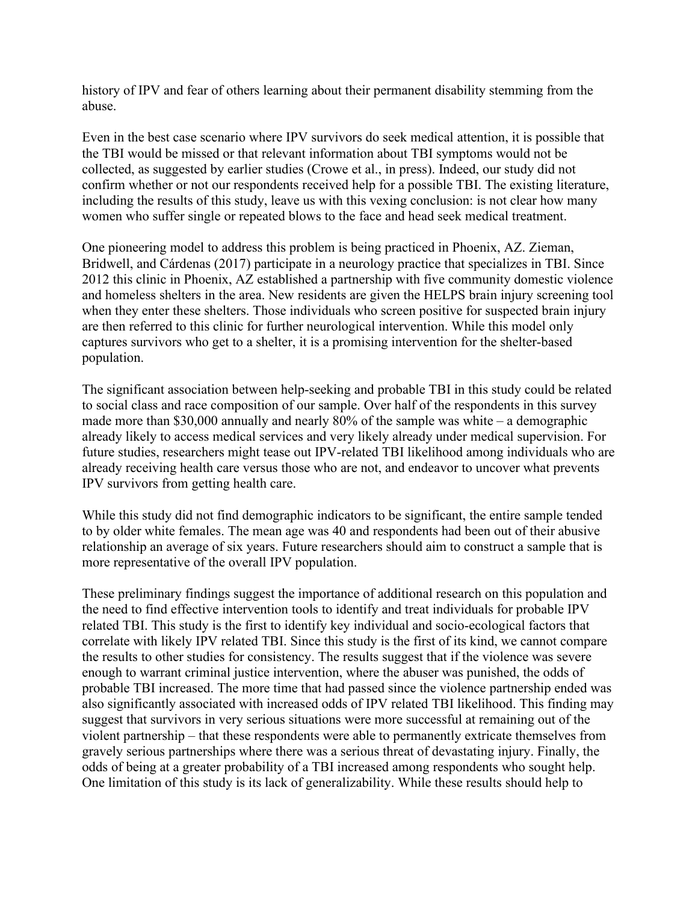history of IPV and fear of others learning about their permanent disability stemming from the abuse.

Even in the best case scenario where IPV survivors do seek medical attention, it is possible that the TBI would be missed or that relevant information about TBI symptoms would not be collected, as suggested by earlier studies (Crowe et al., in press). Indeed, our study did not confirm whether or not our respondents received help for a possible TBI. The existing literature, including the results of this study, leave us with this vexing conclusion: is not clear how many women who suffer single or repeated blows to the face and head seek medical treatment.

One pioneering model to address this problem is being practiced in Phoenix, AZ. Zieman, Bridwell, and Cárdenas (2017) participate in a neurology practice that specializes in TBI. Since 2012 this clinic in Phoenix, AZ established a partnership with five community domestic violence and homeless shelters in the area. New residents are given the HELPS brain injury screening tool when they enter these shelters. Those individuals who screen positive for suspected brain injury are then referred to this clinic for further neurological intervention. While this model only captures survivors who get to a shelter, it is a promising intervention for the shelter-based population.

The significant association between help-seeking and probable TBI in this study could be related to social class and race composition of our sample. Over half of the respondents in this survey made more than $30,000 annually and nearly 80% of the sample was white – a demographic already likely to access medical services and very likely already under medical supervision. For future studies, researchers might tease out IPV-related TBI likelihood among individuals who are already receiving health care versus those who are not, and endeavor to uncover what prevents IPV survivors from getting health care.

While this study did not find demographic indicators to be significant, the entire sample tended to by older white females. The mean age was 40 and respondents had been out of their abusive relationship an average of six years. Future researchers should aim to construct a sample that is more representative of the overall IPV population.

These preliminary findings suggest the importance of additional research on this population and the need to find effective intervention tools to identify and treat individuals for probable IPV related TBI. This study is the first to identify key individual and socio-ecological factors that correlate with likely IPV related TBI. Since this study is the first of its kind, we cannot compare the results to other studies for consistency. The results suggest that if the violence was severe enough to warrant criminal justice intervention, where the abuser was punished, the odds of probable TBI increased. The more time that had passed since the violence partnership ended was also significantly associated with increased odds of IPV related TBI likelihood. This finding may suggest that survivors in very serious situations were more successful at remaining out of the violent partnership – that these respondents were able to permanently extricate themselves from gravely serious partnerships where there was a serious threat of devastating injury. Finally, the odds of being at a greater probability of a TBI increased among respondents who sought help. One limitation of this study is its lack of generalizability. While these results should help to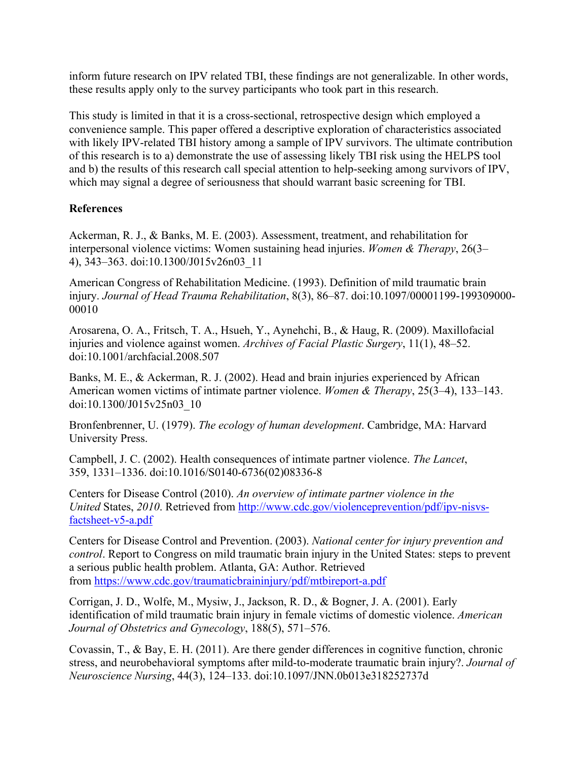inform future research on IPV related TBI, these findings are not generalizable. In other words, these results apply only to the survey participants who took part in this research.

This study is limited in that it is a cross-sectional, retrospective design which employed a convenience sample. This paper offered a descriptive exploration of characteristics associated with likely IPV-related TBI history among a sample of IPV survivors. The ultimate contribution of this research is to a) demonstrate the use of assessing likely TBI risk using the HELPS tool and b) the results of this research call special attention to help-seeking among survivors of IPV, which may signal a degree of seriousness that should warrant basic screening for TBI.

**References**

Ackerman, R. J., & Banks, M. E. (2003). Assessment, treatment, and rehabilitation for interpersonal violence victims: Women sustaining head injuries. *Women & Therapy*, 26(3–4), 343–363. doi:10.1300/J015v26n03_11

American Congress of Rehabilitation Medicine. (1993). Definition of mild traumatic brain injury. *Journal of Head Trauma Rehabilitation*, 8(3), 86–87. doi:10.1097/00001199-199309000-00010

Arosarena, O. A., Fritsch, T. A., Hsueh, Y., Aynehchi, B., & Haug, R. (2009). Maxillofacial injuries and violence against women. *Archives of Facial Plastic Surgery*, 11(1), 48–52. doi:10.1001/archfacial.2008.507

Banks, M. E., & Ackerman, R. J. (2002). Head and brain injuries experienced by African American women victims of intimate partner violence. *Women & Therapy*, 25(3–4), 133–143. doi:10.1300/J015v25n03_10

Bronfenbrenner, U. (1979). *The ecology of human development*. Cambridge, MA: Harvard University Press.

Campbell, J. C. (2002). Health consequences of intimate partner violence. *The Lancet*, 359, 1331–1336. doi:10.1016/S0140-6736(02)08336-8

Centers for Disease Control (2010). *An overview of intimate partner violence in the United* States, *2010*. Retrieved from http://www.cdc.gov/violenceprevention/pdf/ipv-nisvs-factsheet-v5-a.pdf

Centers for Disease Control and Prevention. (2003). *National center for injury prevention and control*. Report to Congress on mild traumatic brain injury in the United States: steps to prevent a serious public health problem. Atlanta, GA: Author. Retrieved from https://www.cdc.gov/traumaticbraininjury/pdf/mtbireport-a.pdf

Corrigan, J. D., Wolfe, M., Mysiw, J., Jackson, R. D., & Bogner, J. A. (2001). Early identification of mild traumatic brain injury in female victims of domestic violence. *American Journal of Obstetrics and Gynecology*, 188(5), 571–576.

Covassin, T., & Bay, E. H. (2011). Are there gender differences in cognitive function, chronic stress, and neurobehavioral symptoms after mild-to-moderate traumatic brain injury?. *Journal of Neuroscience Nursing*, 44(3), 124–133. doi:10.1097/JNN.0b013e318252737d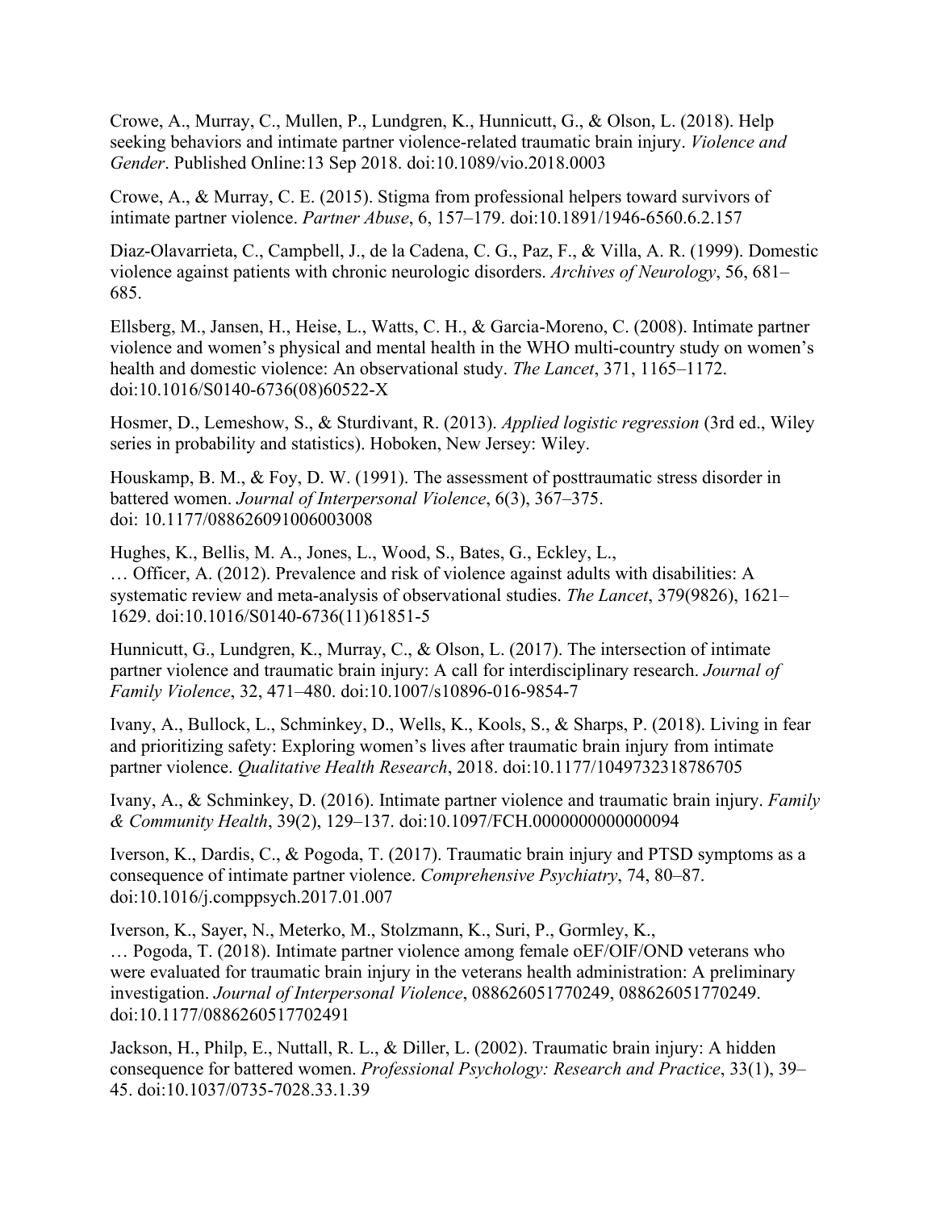Crowe, A., Murray, C., Mullen, P., Lundgren, K., Hunnicutt, G., & Olson, L. (2018). Help seeking behaviors and intimate partner violence-related traumatic brain injury. *Violence and Gender*. Published Online:13 Sep 2018. doi:10.1089/vio.2018.0003

Crowe, A., & Murray, C. E. (2015). Stigma from professional helpers toward survivors of intimate partner violence. *Partner Abuse*, 6, 157–179. doi:10.1891/1946-6560.6.2.157

Diaz-Olavarrieta, C., Campbell, J., de la Cadena, C. G., Paz, F., & Villa, A. R. (1999). Domestic violence against patients with chronic neurologic disorders. *Archives of Neurology*, 56, 681–685.

Ellsberg, M., Jansen, H., Heise, L., Watts, C. H., & Garcia-Moreno, C. (2008). Intimate partner violence and women's physical and mental health in the WHO multi-country study on women's health and domestic violence: An observational study. *The Lancet*, 371, 1165–1172. doi:10.1016/S0140-6736(08)60522-X

Hosmer, D., Lemeshow, S., & Sturdivant, R. (2013). *Applied logistic regression* (3rd ed., Wiley series in probability and statistics). Hoboken, New Jersey: Wiley.

Houskamp, B. M., & Foy, D. W. (1991). The assessment of posttraumatic stress disorder in battered women. *Journal of Interpersonal Violence*, 6(3), 367–375. doi: 10.1177/088626091006003008

Hughes, K., Bellis, M. A., Jones, L., Wood, S., Bates, G., Eckley, L., … Officer, A. (2012). Prevalence and risk of violence against adults with disabilities: A systematic review and meta-analysis of observational studies. *The Lancet*, 379(9826), 1621–1629. doi:10.1016/S0140-6736(11)61851-5

Hunnicutt, G., Lundgren, K., Murray, C., & Olson, L. (2017). The intersection of intimate partner violence and traumatic brain injury: A call for interdisciplinary research. *Journal of Family Violence*, 32, 471–480. doi:10.1007/s10896-016-9854-7

Ivany, A., Bullock, L., Schminkey, D., Wells, K., Kools, S., & Sharps, P. (2018). Living in fear and prioritizing safety: Exploring women's lives after traumatic brain injury from intimate partner violence. *Qualitative Health Research*, 2018. doi:10.1177/1049732318786705

Ivany, A., & Schminkey, D. (2016). Intimate partner violence and traumatic brain injury. *Family & Community Health*, 39(2), 129–137. doi:10.1097/FCH.0000000000000094

Iverson, K., Dardis, C., & Pogoda, T. (2017). Traumatic brain injury and PTSD symptoms as a consequence of intimate partner violence. *Comprehensive Psychiatry*, 74, 80–87. doi:10.1016/j.comppsych.2017.01.007

Iverson, K., Sayer, N., Meterko, M., Stolzmann, K., Suri, P., Gormley, K., … Pogoda, T. (2018). Intimate partner violence among female oEF/OIF/OND veterans who were evaluated for traumatic brain injury in the veterans health administration: A preliminary investigation. *Journal of Interpersonal Violence*, 088626051770249, 088626051770249. doi:10.1177/0886260517702491

Jackson, H., Philp, E., Nuttall, R. L., & Diller, L. (2002). Traumatic brain injury: A hidden consequence for battered women. *Professional Psychology: Research and Practice*, 33(1), 39–45. doi:10.1037/0735-7028.33.1.39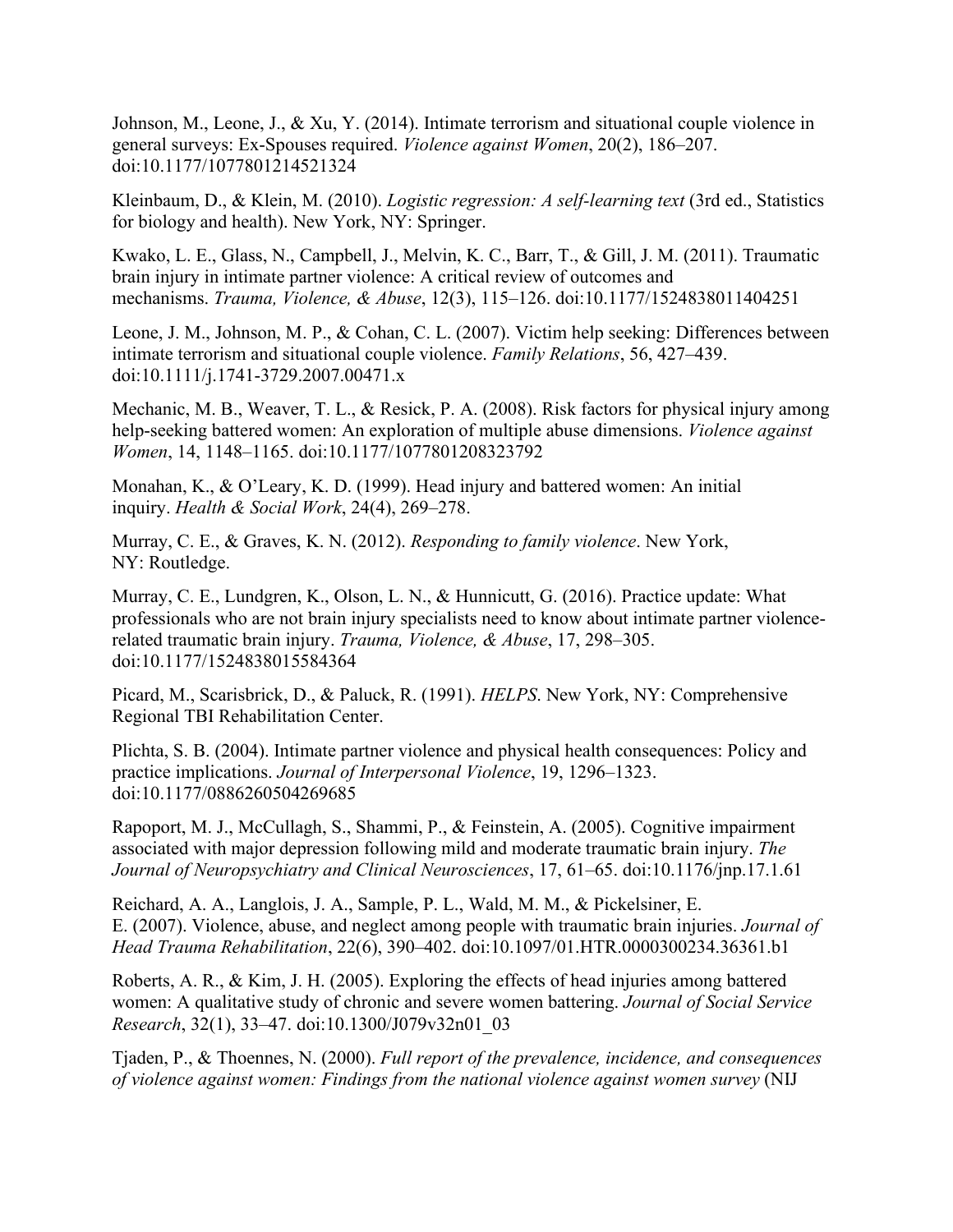Johnson, M., Leone, J., & Xu, Y. (2014). Intimate terrorism and situational couple violence in general surveys: Ex-Spouses required. *Violence against Women*, 20(2), 186–207. doi:10.1177/1077801214521324

Kleinbaum, D., & Klein, M. (2010). *Logistic regression: A self-learning text* (3rd ed., Statistics for biology and health). New York, NY: Springer.

Kwako, L. E., Glass, N., Campbell, J., Melvin, K. C., Barr, T., & Gill, J. M. (2011). Traumatic brain injury in intimate partner violence: A critical review of outcomes and mechanisms. *Trauma, Violence, & Abuse*, 12(3), 115–126. doi:10.1177/1524838011404251

Leone, J. M., Johnson, M. P., & Cohan, C. L. (2007). Victim help seeking: Differences between intimate terrorism and situational couple violence. *Family Relations*, 56, 427–439. doi:10.1111/j.1741-3729.2007.00471.x

Mechanic, M. B., Weaver, T. L., & Resick, P. A. (2008). Risk factors for physical injury among help-seeking battered women: An exploration of multiple abuse dimensions. *Violence against Women*, 14, 1148–1165. doi:10.1177/1077801208323792

Monahan, K., & O'Leary, K. D. (1999). Head injury and battered women: An initial inquiry. *Health & Social Work*, 24(4), 269–278.

Murray, C. E., & Graves, K. N. (2012). *Responding to family violence*. New York, NY: Routledge.

Murray, C. E., Lundgren, K., Olson, L. N., & Hunnicutt, G. (2016). Practice update: What professionals who are not brain injury specialists need to know about intimate partner violence-related traumatic brain injury. *Trauma, Violence, & Abuse*, 17, 298–305. doi:10.1177/1524838015584364

Picard, M., Scarisbrick, D., & Paluck, R. (1991). *HELPS*. New York, NY: Comprehensive Regional TBI Rehabilitation Center.

Plichta, S. B. (2004). Intimate partner violence and physical health consequences: Policy and practice implications. *Journal of Interpersonal Violence*, 19, 1296–1323. doi:10.1177/0886260504269685

Rapoport, M. J., McCullagh, S., Shammi, P., & Feinstein, A. (2005). Cognitive impairment associated with major depression following mild and moderate traumatic brain injury. *The Journal of Neuropsychiatry and Clinical Neurosciences*, 17, 61–65. doi:10.1176/jnp.17.1.61

Reichard, A. A., Langlois, J. A., Sample, P. L., Wald, M. M., & Pickelsiner, E. E. (2007). Violence, abuse, and neglect among people with traumatic brain injuries. *Journal of Head Trauma Rehabilitation*, 22(6), 390–402. doi:10.1097/01.HTR.0000300234.36361.b1

Roberts, A. R., & Kim, J. H. (2005). Exploring the effects of head injuries among battered women: A qualitative study of chronic and severe women battering. *Journal of Social Service Research*, 32(1), 33–47. doi:10.1300/J079v32n01_03

Tjaden, P., & Thoennes, N. (2000). *Full report of the prevalence, incidence, and consequences of violence against women: Findings from the national violence against women survey* (NIJ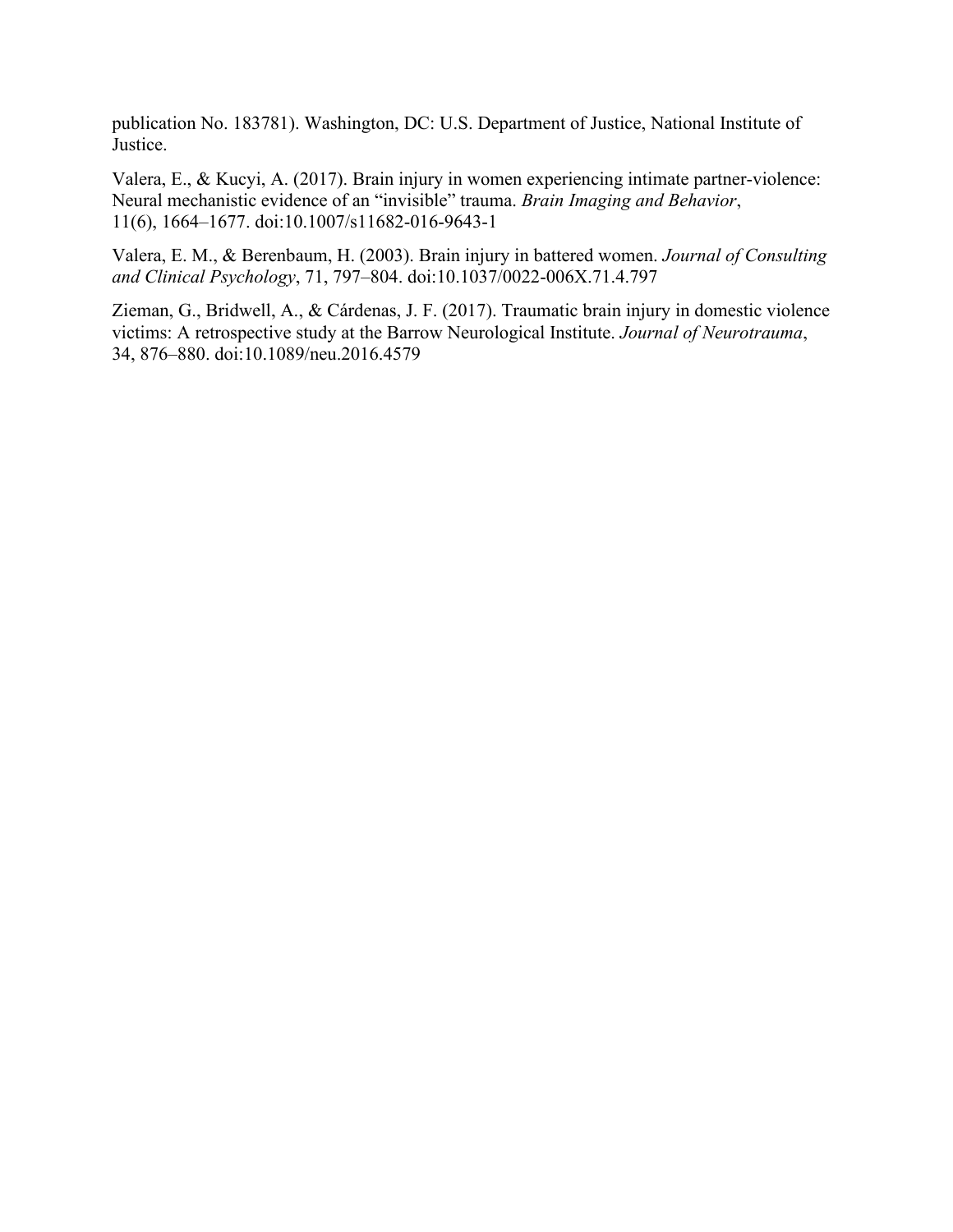publication No. 183781). Washington, DC: U.S. Department of Justice, National Institute of Justice.

Valera, E., & Kucyi, A. (2017). Brain injury in women experiencing intimate partner-violence: Neural mechanistic evidence of an “invisible” trauma. *Brain Imaging and Behavior*, 11(6), 1664–1677. doi:10.1007/s11682-016-9643-1

Valera, E. M., & Berenbaum, H. (2003). Brain injury in battered women. *Journal of Consulting and Clinical Psychology*, 71, 797–804. doi:10.1037/0022-006X.71.4.797

Zieman, G., Bridwell, A., & Cárdenas, J. F. (2017). Traumatic brain injury in domestic violence victims: A retrospective study at the Barrow Neurological Institute. *Journal of Neurotrauma*, 34, 876–880. doi:10.1089/neu.2016.4579